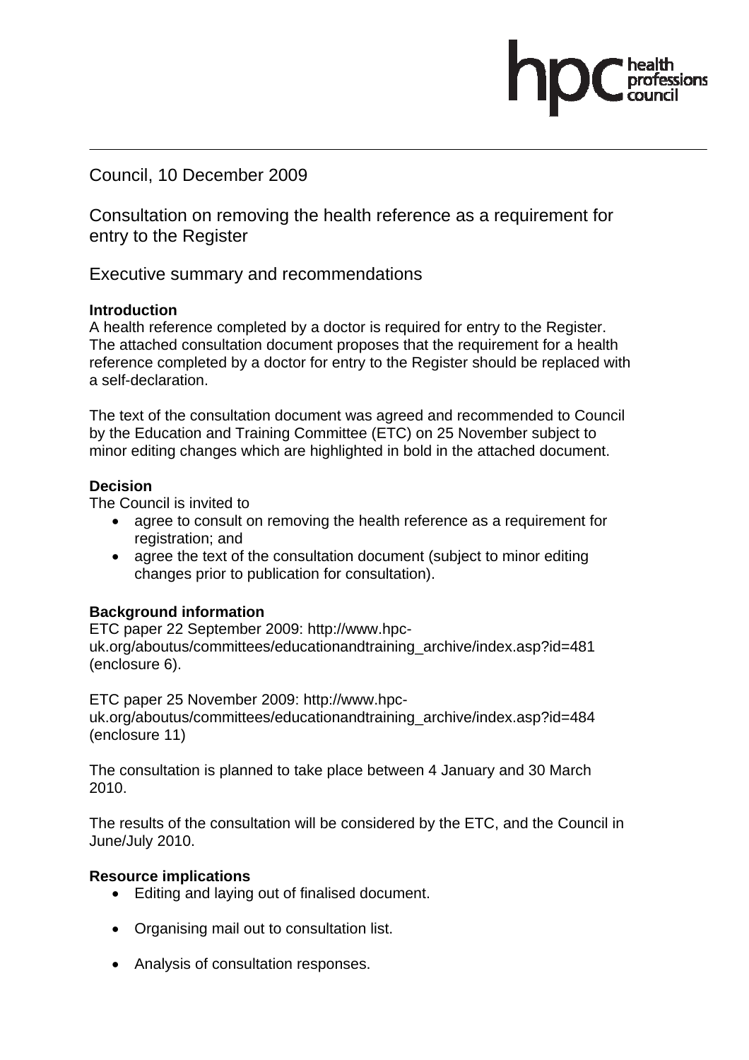Council, 10 December 2009

# Consultation on removing the health reference as a requirement for entry to the Register

## Executive summary and recommendations

**Introduction**

A health reference completed by a doctor is required for entry to the Register. The attached consultation document proposes that the requirement for a health reference completed by a doctor for entry to the Register should be replaced with a self-declaration.

The text of the consultation document was agreed and recommended to Council by the Education and Training Committee (ETC) on 25 November subject to minor editing changes which are highlighted in bold in the attached document.

**Decision**

The Council is invited to

- agree to consult on removing the health reference as a requirement for registration; and
- agree the text of the consultation document (subject to minor editing changes prior to publication for consultation).

**Background information**

ETC paper 22 September 2009: http://www.hpc-uk.org/aboutus/committees/educationandtraining_archive/index.asp?id=481 (enclosure 6).

ETC paper 25 November 2009: http://www.hpc-uk.org/aboutus/committees/educationandtraining_archive/index.asp?id=484 (enclosure 11)

The consultation is planned to take place between 4 January and 30 March 2010.

The results of the consultation will be considered by the ETC, and the Council in June/July 2010.

**Resource implications**

- Editing and laying out of finalised document.
- Organising mail out to consultation list.
- Analysis of consultation responses.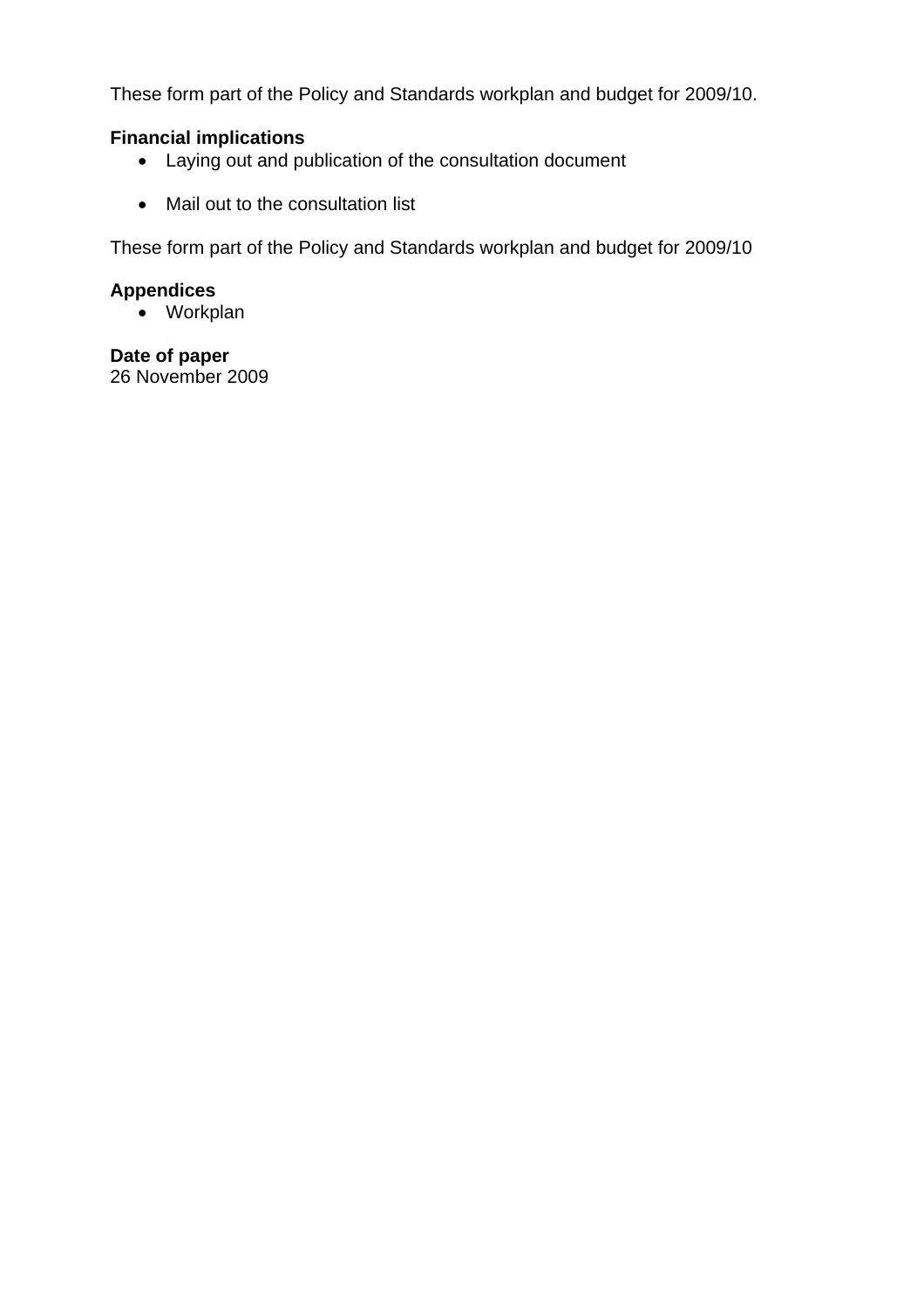These form part of the Policy and Standards workplan and budget for 2009/10.

**Financial implications**

- Laying out and publication of the consultation document
- Mail out to the consultation list

These form part of the Policy and Standards workplan and budget for 2009/10

**Appendices**

- Workplan

**Date of paper**

26 November 2009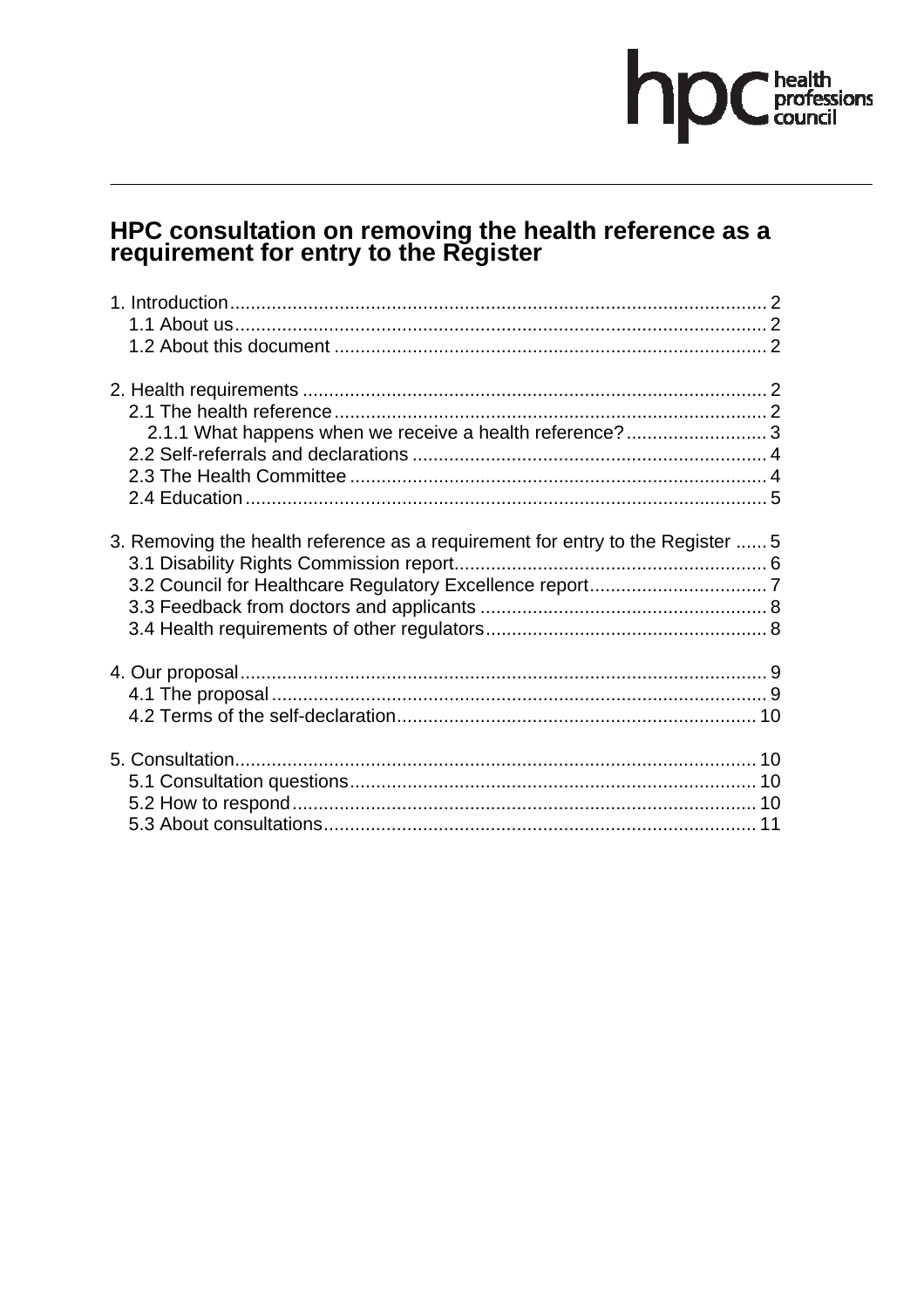# HPC consultation on removing the health reference as a requirement for entry to the Register

1. Introduction.......................................................................................................2
   1.1 About us.......................................................................................................2
   1.2 About this document....................................................................................2

2. Health requirements...........................................................................................2
   2.1 The health reference.....................................................................................2
      2.1.1 What happens when we receive a health reference?..............................3
   2.2 Self-referrals and declarations......................................................................4
   2.3 The Health Committee...................................................................................4
   2.4 Education......................................................................................................5

3. Removing the health reference as a requirement for entry to the Register......5
   3.1 Disability Rights Commission report..............................................................6
   3.2 Council for Healthcare Regulatory Excellence report....................................7
   3.3 Feedback from doctors and applicants.........................................................8
   3.4 Health requirements of other regulators.......................................................8

4. Our proposal.......................................................................................................9
   4.1 The proposal.................................................................................................9
   4.2 Terms of the self-declaration.......................................................................10

5. Consultation......................................................................................................10
   5.1 Consultation questions................................................................................10
   5.2 How to respond...........................................................................................10
   5.3 About consultations.....................................................................................11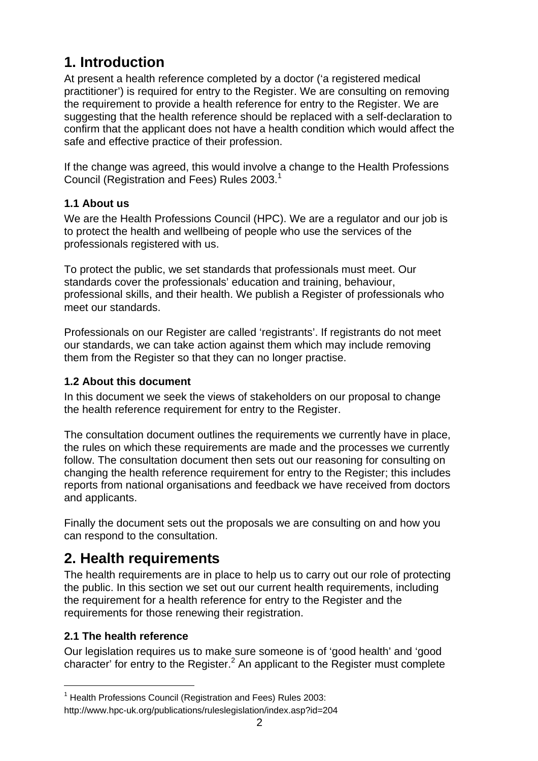# 1. Introduction

At present a health reference completed by a doctor ('a registered medical practitioner') is required for entry to the Register. We are consulting on removing the requirement to provide a health reference for entry to the Register. We are suggesting that the health reference should be replaced with a self-declaration to confirm that the applicant does not have a health condition which would affect the safe and effective practice of their profession.

If the change was agreed, this would involve a change to the Health Professions Council (Registration and Fees) Rules 2003.[1]

### 1.1 About us

We are the Health Professions Council (HPC). We are a regulator and our job is to protect the health and wellbeing of people who use the services of the professionals registered with us.

To protect the public, we set standards that professionals must meet. Our standards cover the professionals' education and training, behaviour, professional skills, and their health. We publish a Register of professionals who meet our standards.

Professionals on our Register are called 'registrants'. If registrants do not meet our standards, we can take action against them which may include removing them from the Register so that they can no longer practise.

### 1.2 About this document

In this document we seek the views of stakeholders on our proposal to change the health reference requirement for entry to the Register.

The consultation document outlines the requirements we currently have in place, the rules on which these requirements are made and the processes we currently follow. The consultation document then sets out our reasoning for consulting on changing the health reference requirement for entry to the Register; this includes reports from national organisations and feedback we have received from doctors and applicants.

Finally the document sets out the proposals we are consulting on and how you can respond to the consultation.

# 2. Health requirements

The health requirements are in place to help us to carry out our role of protecting the public. In this section we set out our current health requirements, including the requirement for a health reference for entry to the Register and the requirements for those renewing their registration.

### 2.1 The health reference

Our legislation requires us to make sure someone is of 'good health' and 'good character' for entry to the Register.[2] An applicant to the Register must complete

[1] Health Professions Council (Registration and Fees) Rules 2003: http://www.hpc-uk.org/publications/ruleslegislation/index.asp?id=204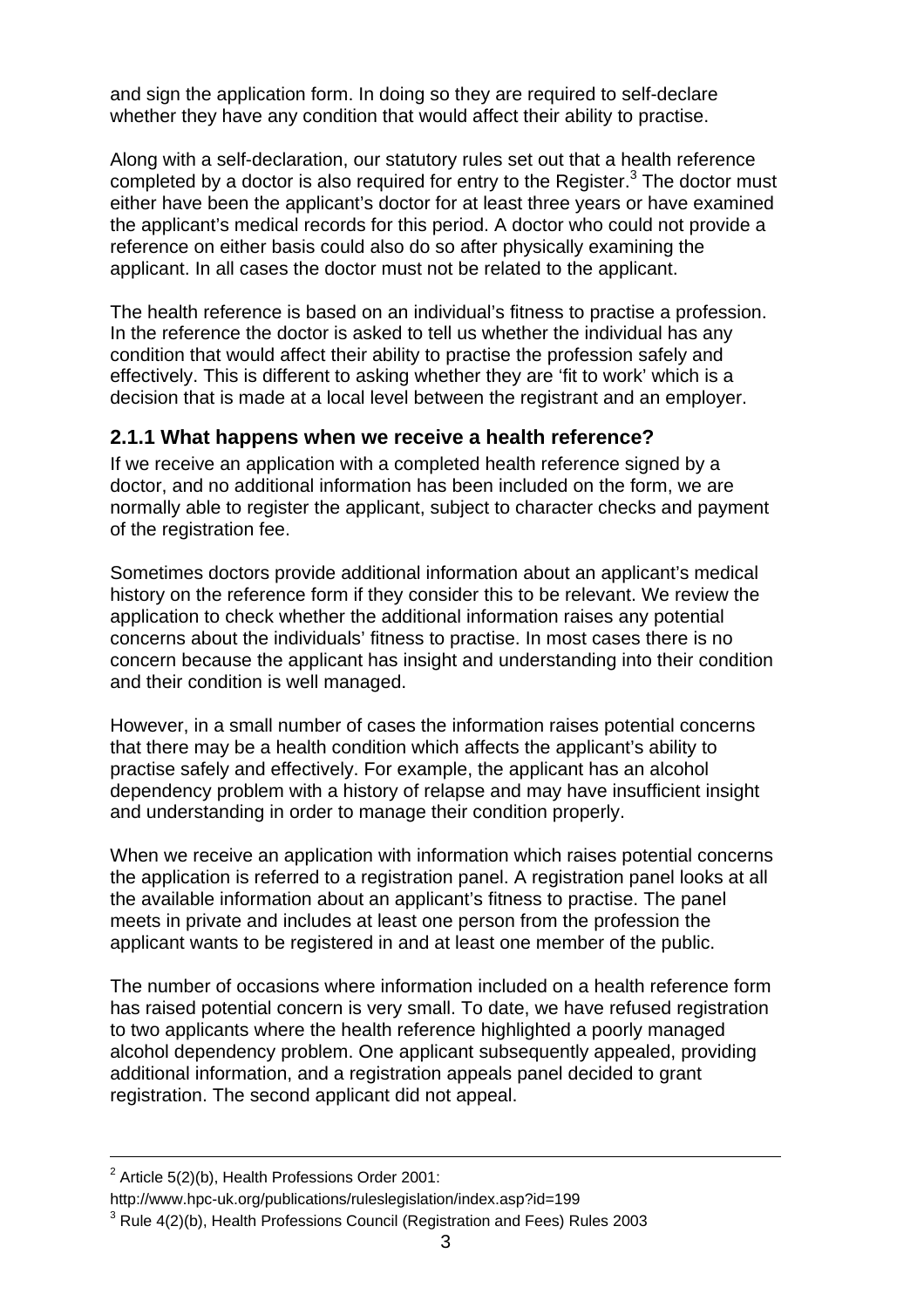and sign the application form. In doing so they are required to self-declare whether they have any condition that would affect their ability to practise.

Along with a self-declaration, our statutory rules set out that a health reference completed by a doctor is also required for entry to the Register.[3] The doctor must either have been the applicant's doctor for at least three years or have examined the applicant's medical records for this period. A doctor who could not provide a reference on either basis could also do so after physically examining the applicant. In all cases the doctor must not be related to the applicant.

The health reference is based on an individual's fitness to practise a profession. In the reference the doctor is asked to tell us whether the individual has any condition that would affect their ability to practise the profession safely and effectively. This is different to asking whether they are 'fit to work' which is a decision that is made at a local level between the registrant and an employer.

### 2.1.1 What happens when we receive a health reference?

If we receive an application with a completed health reference signed by a doctor, and no additional information has been included on the form, we are normally able to register the applicant, subject to character checks and payment of the registration fee.

Sometimes doctors provide additional information about an applicant's medical history on the reference form if they consider this to be relevant. We review the application to check whether the additional information raises any potential concerns about the individuals' fitness to practise. In most cases there is no concern because the applicant has insight and understanding into their condition and their condition is well managed.

However, in a small number of cases the information raises potential concerns that there may be a health condition which affects the applicant's ability to practise safely and effectively. For example, the applicant has an alcohol dependency problem with a history of relapse and may have insufficient insight and understanding in order to manage their condition properly.

When we receive an application with information which raises potential concerns the application is referred to a registration panel. A registration panel looks at all the available information about an applicant's fitness to practise. The panel meets in private and includes at least one person from the profession the applicant wants to be registered in and at least one member of the public.

The number of occasions where information included on a health reference form has raised potential concern is very small. To date, we have refused registration to two applicants where the health reference highlighted a poorly managed alcohol dependency problem. One applicant subsequently appealed, providing additional information, and a registration appeals panel decided to grant registration. The second applicant did not appeal.

---

[2] Article 5(2)(b), Health Professions Order 2001:
http://www.hpc-uk.org/publications/ruleslegislation/index.asp?id=199

[3] Rule 4(2)(b), Health Professions Council (Registration and Fees) Rules 2003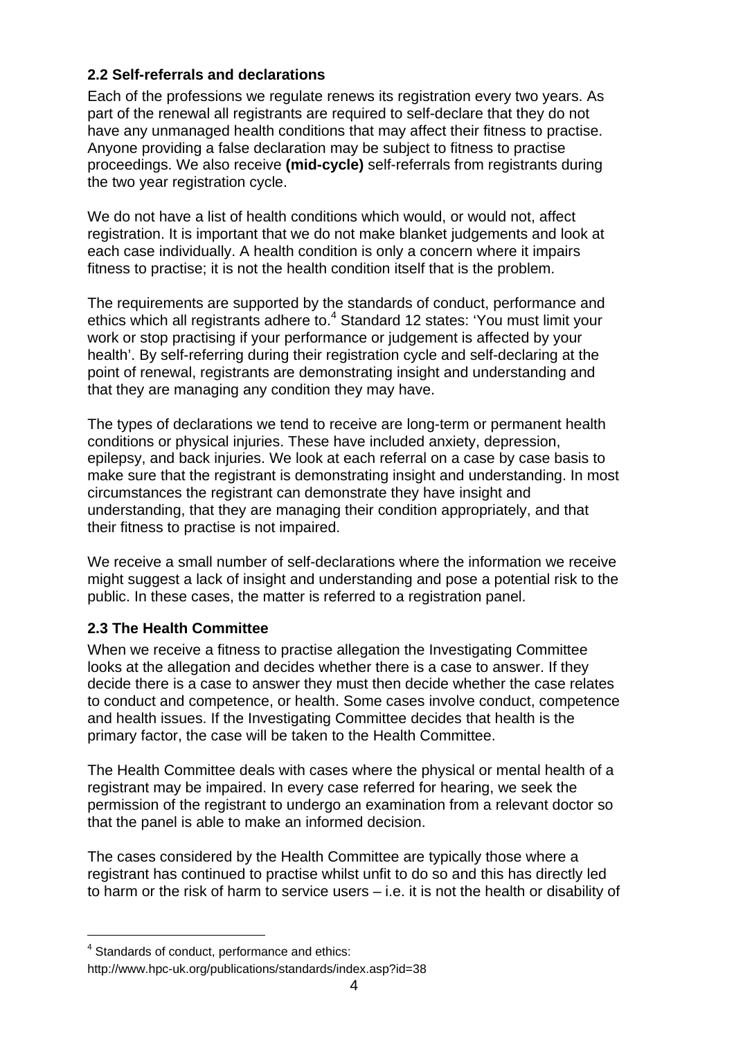## 2.2 Self-referrals and declarations

Each of the professions we regulate renews its registration every two years. As part of the renewal all registrants are required to self-declare that they do not have any unmanaged health conditions that may affect their fitness to practise. Anyone providing a false declaration may be subject to fitness to practise proceedings. We also receive **(mid-cycle)** self-referrals from registrants during the two year registration cycle.

We do not have a list of health conditions which would, or would not, affect registration. It is important that we do not make blanket judgements and look at each case individually. A health condition is only a concern where it impairs fitness to practise; it is not the health condition itself that is the problem.

The requirements are supported by the standards of conduct, performance and ethics which all registrants adhere to.[4] Standard 12 states: 'You must limit your work or stop practising if your performance or judgement is affected by your health'. By self-referring during their registration cycle and self-declaring at the point of renewal, registrants are demonstrating insight and understanding and that they are managing any condition they may have.

The types of declarations we tend to receive are long-term or permanent health conditions or physical injuries. These have included anxiety, depression, epilepsy, and back injuries. We look at each referral on a case by case basis to make sure that the registrant is demonstrating insight and understanding. In most circumstances the registrant can demonstrate they have insight and understanding, that they are managing their condition appropriately, and that their fitness to practise is not impaired.

We receive a small number of self-declarations where the information we receive might suggest a lack of insight and understanding and pose a potential risk to the public. In these cases, the matter is referred to a registration panel.

## 2.3 The Health Committee

When we receive a fitness to practise allegation the Investigating Committee looks at the allegation and decides whether there is a case to answer. If they decide there is a case to answer they must then decide whether the case relates to conduct and competence, or health. Some cases involve conduct, competence and health issues. If the Investigating Committee decides that health is the primary factor, the case will be taken to the Health Committee.

The Health Committee deals with cases where the physical or mental health of a registrant may be impaired. In every case referred for hearing, we seek the permission of the registrant to undergo an examination from a relevant doctor so that the panel is able to make an informed decision.

The cases considered by the Health Committee are typically those where a registrant has continued to practise whilst unfit to do so and this has directly led to harm or the risk of harm to service users – i.e. it is not the health or disability of

---

[4] Standards of conduct, performance and ethics:
http://www.hpc-uk.org/publications/standards/index.asp?id=38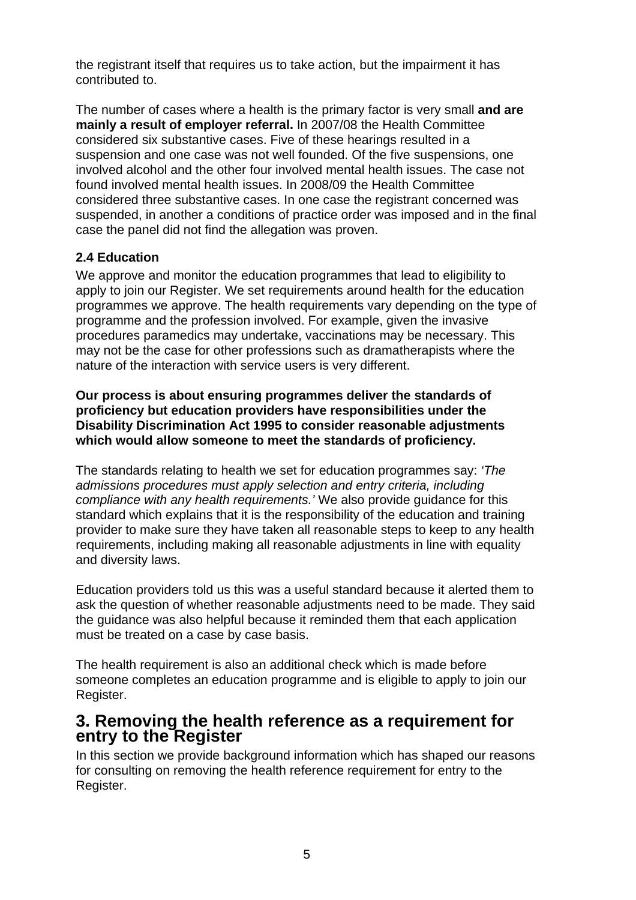the registrant itself that requires us to take action, but the impairment it has contributed to.

The number of cases where a health is the primary factor is very small **and are mainly a result of employer referral.** In 2007/08 the Health Committee considered six substantive cases. Five of these hearings resulted in a suspension and one case was not well founded. Of the five suspensions, one involved alcohol and the other four involved mental health issues. The case not found involved mental health issues. In 2008/09 the Health Committee considered three substantive cases. In one case the registrant concerned was suspended, in another a conditions of practice order was imposed and in the final case the panel did not find the allegation was proven.

### 2.4 Education

We approve and monitor the education programmes that lead to eligibility to apply to join our Register. We set requirements around health for the education programmes we approve. The health requirements vary depending on the type of programme and the profession involved. For example, given the invasive procedures paramedics may undertake, vaccinations may be necessary. This may not be the case for other professions such as dramatherapists where the nature of the interaction with service users is very different.

**Our process is about ensuring programmes deliver the standards of proficiency but education providers have responsibilities under the Disability Discrimination Act 1995 to consider reasonable adjustments which would allow someone to meet the standards of proficiency.**

The standards relating to health we set for education programmes say: *'The admissions procedures must apply selection and entry criteria, including compliance with any health requirements.'* We also provide guidance for this standard which explains that it is the responsibility of the education and training provider to make sure they have taken all reasonable steps to keep to any health requirements, including making all reasonable adjustments in line with equality and diversity laws.

Education providers told us this was a useful standard because it alerted them to ask the question of whether reasonable adjustments need to be made. They said the guidance was also helpful because it reminded them that each application must be treated on a case by case basis.

The health requirement is also an additional check which is made before someone completes an education programme and is eligible to apply to join our Register.

## 3. Removing the health reference as a requirement for entry to the Register

In this section we provide background information which has shaped our reasons for consulting on removing the health reference requirement for entry to the Register.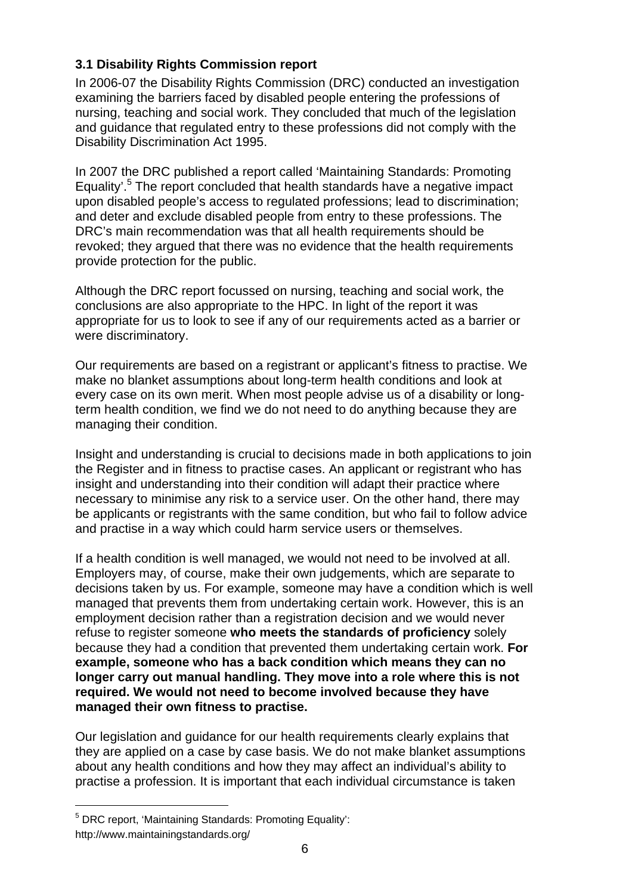### 3.1 Disability Rights Commission report

In 2006-07 the Disability Rights Commission (DRC) conducted an investigation examining the barriers faced by disabled people entering the professions of nursing, teaching and social work. They concluded that much of the legislation and guidance that regulated entry to these professions did not comply with the Disability Discrimination Act 1995.

In 2007 the DRC published a report called 'Maintaining Standards: Promoting Equality'.[5] The report concluded that health standards have a negative impact upon disabled people's access to regulated professions; lead to discrimination; and deter and exclude disabled people from entry to these professions. The DRC's main recommendation was that all health requirements should be revoked; they argued that there was no evidence that the health requirements provide protection for the public.

Although the DRC report focussed on nursing, teaching and social work, the conclusions are also appropriate to the HPC. In light of the report it was appropriate for us to look to see if any of our requirements acted as a barrier or were discriminatory.

Our requirements are based on a registrant or applicant's fitness to practise. We make no blanket assumptions about long-term health conditions and look at every case on its own merit. When most people advise us of a disability or long-term health condition, we find we do not need to do anything because they are managing their condition.

Insight and understanding is crucial to decisions made in both applications to join the Register and in fitness to practise cases. An applicant or registrant who has insight and understanding into their condition will adapt their practice where necessary to minimise any risk to a service user. On the other hand, there may be applicants or registrants with the same condition, but who fail to follow advice and practise in a way which could harm service users or themselves.

If a health condition is well managed, we would not need to be involved at all. Employers may, of course, make their own judgements, which are separate to decisions taken by us. For example, someone may have a condition which is well managed that prevents them from undertaking certain work. However, this is an employment decision rather than a registration decision and we would never refuse to register someone **who meets the standards of proficiency** solely because they had a condition that prevented them undertaking certain work. **For example, someone who has a back condition which means they can no longer carry out manual handling. They move into a role where this is not required. We would not need to become involved because they have managed their own fitness to practise.**

Our legislation and guidance for our health requirements clearly explains that they are applied on a case by case basis. We do not make blanket assumptions about any health conditions and how they may affect an individual's ability to practise a profession. It is important that each individual circumstance is taken

[5] DRC report, 'Maintaining Standards: Promoting Equality': http://www.maintainingstandards.org/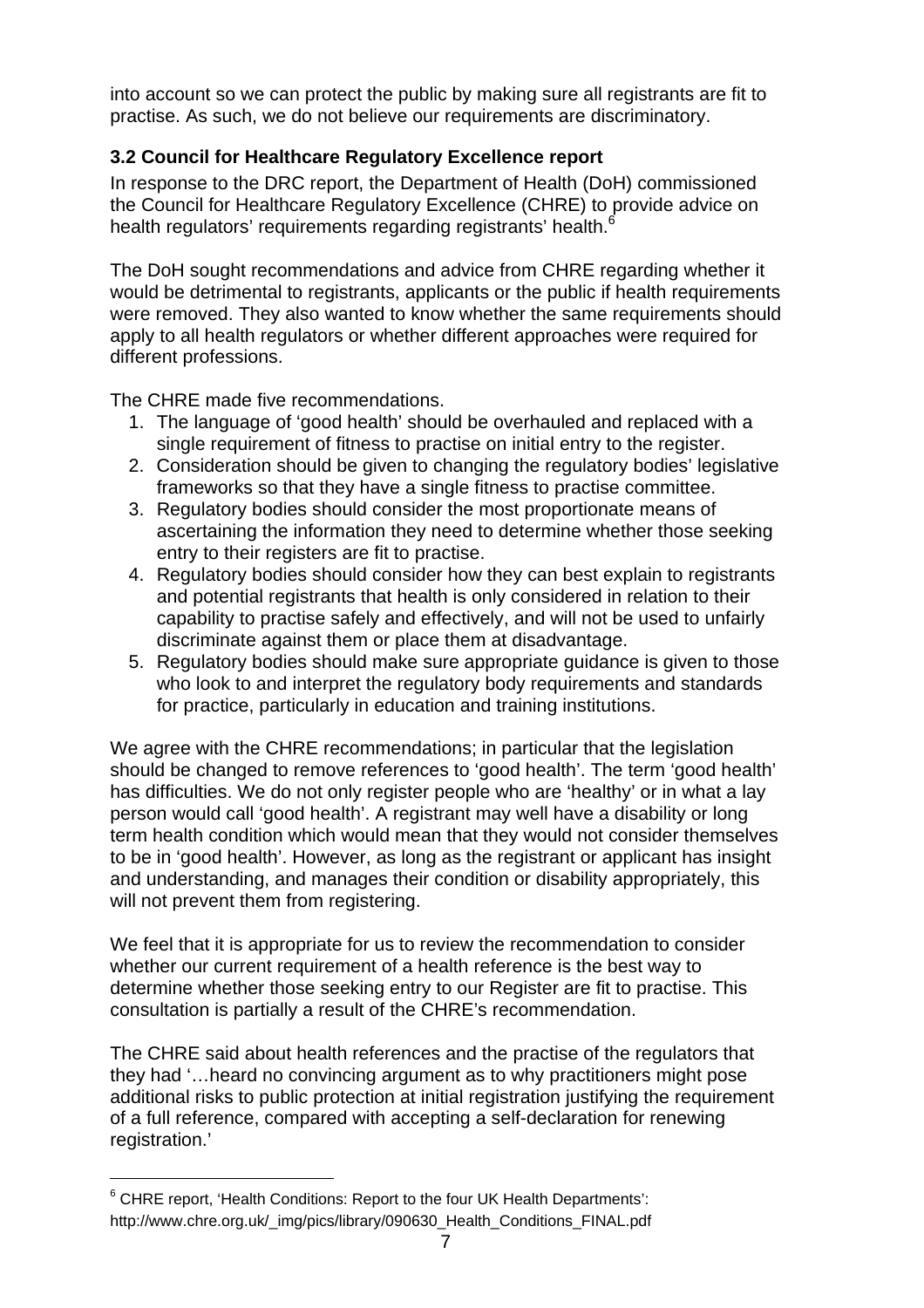into account so we can protect the public by making sure all registrants are fit to practise. As such, we do not believe our requirements are discriminatory.

### 3.2 Council for Healthcare Regulatory Excellence report

In response to the DRC report, the Department of Health (DoH) commissioned the Council for Healthcare Regulatory Excellence (CHRE) to provide advice on health regulators' requirements regarding registrants' health.[6]

The DoH sought recommendations and advice from CHRE regarding whether it would be detrimental to registrants, applicants or the public if health requirements were removed. They also wanted to know whether the same requirements should apply to all health regulators or whether different approaches were required for different professions.

The CHRE made five recommendations.

1. The language of 'good health' should be overhauled and replaced with a single requirement of fitness to practise on initial entry to the register.
2. Consideration should be given to changing the regulatory bodies' legislative frameworks so that they have a single fitness to practise committee.
3. Regulatory bodies should consider the most proportionate means of ascertaining the information they need to determine whether those seeking entry to their registers are fit to practise.
4. Regulatory bodies should consider how they can best explain to registrants and potential registrants that health is only considered in relation to their capability to practise safely and effectively, and will not be used to unfairly discriminate against them or place them at disadvantage.
5. Regulatory bodies should make sure appropriate guidance is given to those who look to and interpret the regulatory body requirements and standards for practice, particularly in education and training institutions.

We agree with the CHRE recommendations; in particular that the legislation should be changed to remove references to 'good health'. The term 'good health' has difficulties. We do not only register people who are 'healthy' or in what a lay person would call 'good health'. A registrant may well have a disability or long term health condition which would mean that they would not consider themselves to be in 'good health'. However, as long as the registrant or applicant has insight and understanding, and manages their condition or disability appropriately, this will not prevent them from registering.

We feel that it is appropriate for us to review the recommendation to consider whether our current requirement of a health reference is the best way to determine whether those seeking entry to our Register are fit to practise. This consultation is partially a result of the CHRE's recommendation.

The CHRE said about health references and the practise of the regulators that they had '…heard no convincing argument as to why practitioners might pose additional risks to public protection at initial registration justifying the requirement of a full reference, compared with accepting a self-declaration for renewing registration.'

[6] CHRE report, 'Health Conditions: Report to the four UK Health Departments': http://www.chre.org.uk/_img/pics/library/090630_Health_Conditions_FINAL.pdf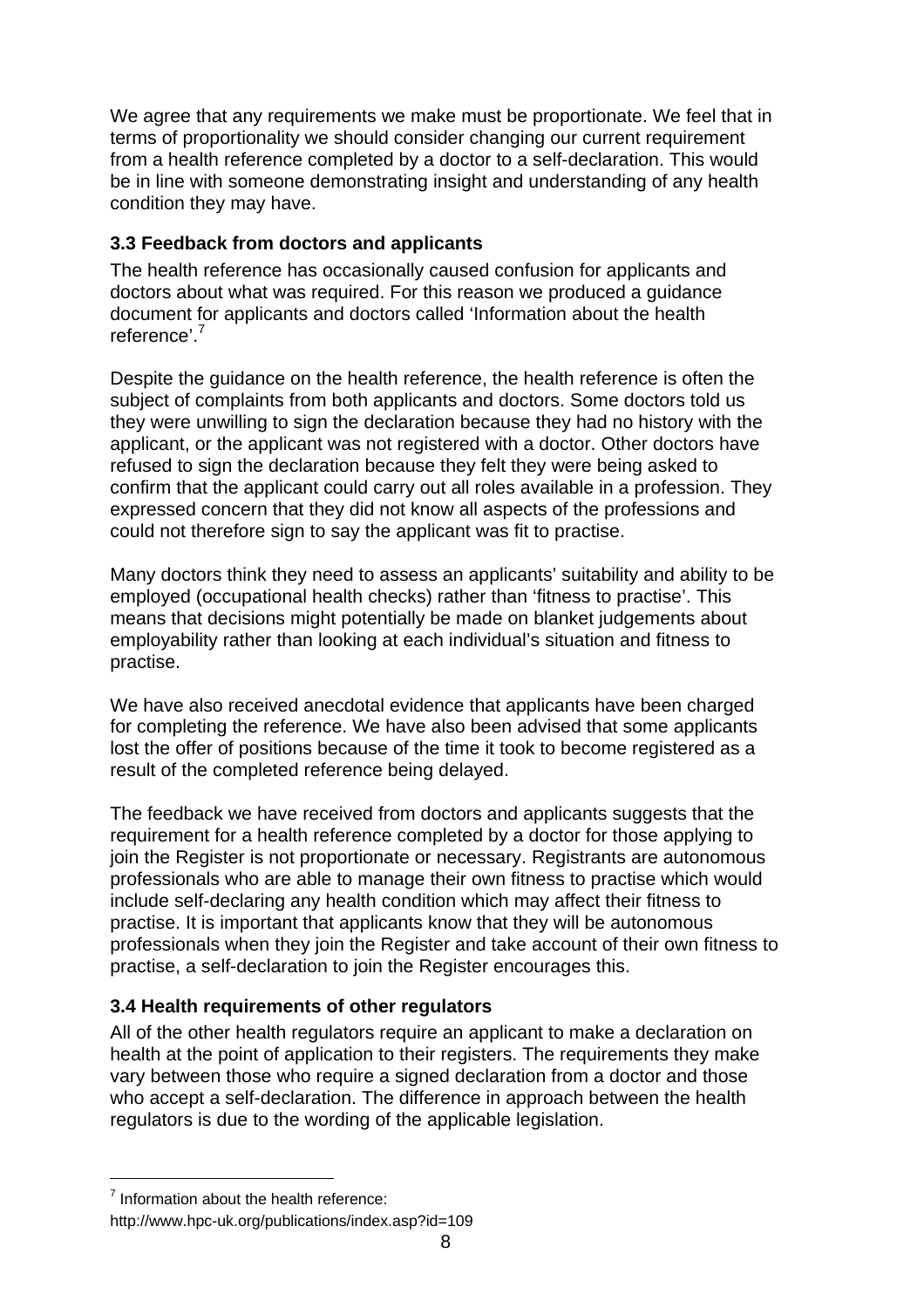We agree that any requirements we make must be proportionate. We feel that in terms of proportionality we should consider changing our current requirement from a health reference completed by a doctor to a self-declaration. This would be in line with someone demonstrating insight and understanding of any health condition they may have.

### 3.3 Feedback from doctors and applicants

The health reference has occasionally caused confusion for applicants and doctors about what was required. For this reason we produced a guidance document for applicants and doctors called 'Information about the health reference'.[7]

Despite the guidance on the health reference, the health reference is often the subject of complaints from both applicants and doctors. Some doctors told us they were unwilling to sign the declaration because they had no history with the applicant, or the applicant was not registered with a doctor. Other doctors have refused to sign the declaration because they felt they were being asked to confirm that the applicant could carry out all roles available in a profession. They expressed concern that they did not know all aspects of the professions and could not therefore sign to say the applicant was fit to practise.

Many doctors think they need to assess an applicants' suitability and ability to be employed (occupational health checks) rather than 'fitness to practise'. This means that decisions might potentially be made on blanket judgements about employability rather than looking at each individual's situation and fitness to practise.

We have also received anecdotal evidence that applicants have been charged for completing the reference. We have also been advised that some applicants lost the offer of positions because of the time it took to become registered as a result of the completed reference being delayed.

The feedback we have received from doctors and applicants suggests that the requirement for a health reference completed by a doctor for those applying to join the Register is not proportionate or necessary. Registrants are autonomous professionals who are able to manage their own fitness to practise which would include self-declaring any health condition which may affect their fitness to practise. It is important that applicants know that they will be autonomous professionals when they join the Register and take account of their own fitness to practise, a self-declaration to join the Register encourages this.

### 3.4 Health requirements of other regulators

All of the other health regulators require an applicant to make a declaration on health at the point of application to their registers. The requirements they make vary between those who require a signed declaration from a doctor and those who accept a self-declaration. The difference in approach between the health regulators is due to the wording of the applicable legislation.

---

[7] Information about the health reference:
http://www.hpc-uk.org/publications/index.asp?id=109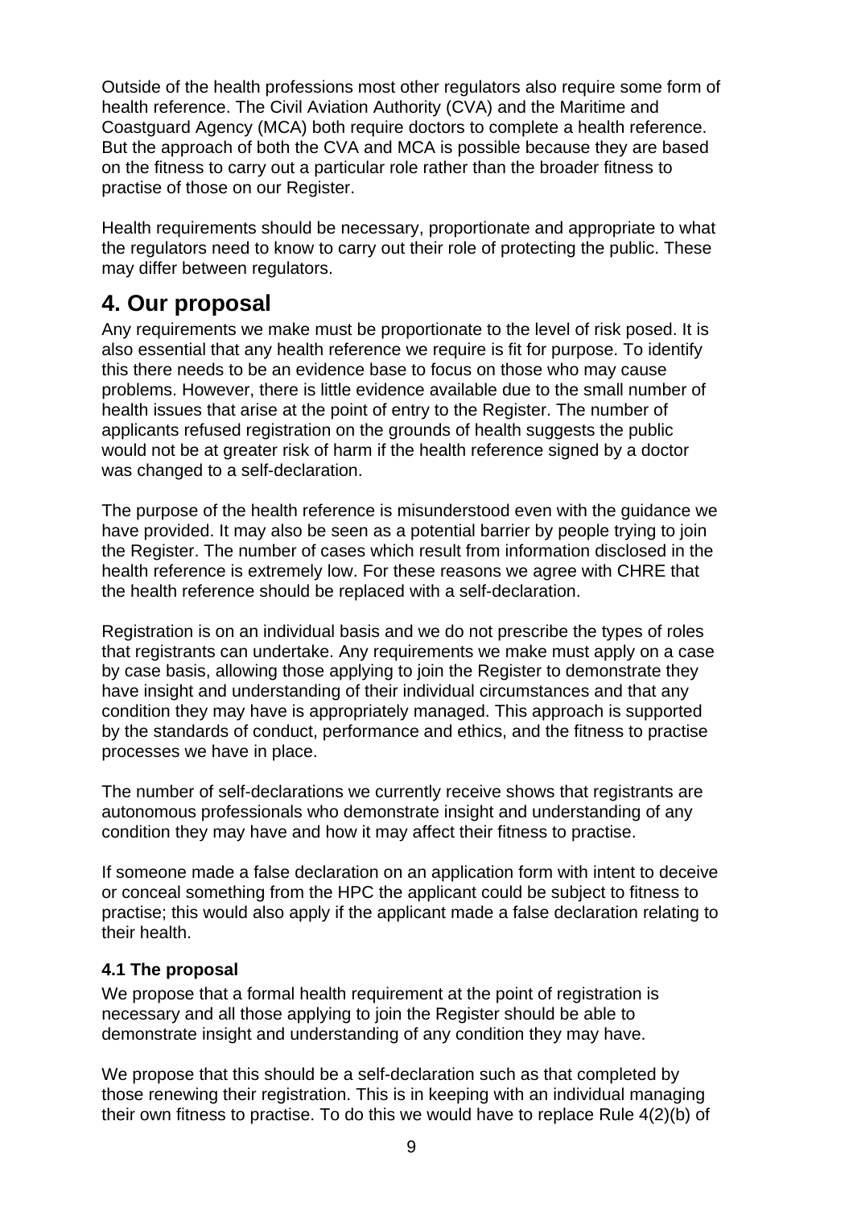Outside of the health professions most other regulators also require some form of health reference. The Civil Aviation Authority (CVA) and the Maritime and Coastguard Agency (MCA) both require doctors to complete a health reference. But the approach of both the CVA and MCA is possible because they are based on the fitness to carry out a particular role rather than the broader fitness to practise of those on our Register.

Health requirements should be necessary, proportionate and appropriate to what the regulators need to know to carry out their role of protecting the public. These may differ between regulators.

## 4. Our proposal

Any requirements we make must be proportionate to the level of risk posed. It is also essential that any health reference we require is fit for purpose. To identify this there needs to be an evidence base to focus on those who may cause problems. However, there is little evidence available due to the small number of health issues that arise at the point of entry to the Register. The number of applicants refused registration on the grounds of health suggests the public would not be at greater risk of harm if the health reference signed by a doctor was changed to a self-declaration.

The purpose of the health reference is misunderstood even with the guidance we have provided. It may also be seen as a potential barrier by people trying to join the Register. The number of cases which result from information disclosed in the health reference is extremely low. For these reasons we agree with CHRE that the health reference should be replaced with a self-declaration.

Registration is on an individual basis and we do not prescribe the types of roles that registrants can undertake. Any requirements we make must apply on a case by case basis, allowing those applying to join the Register to demonstrate they have insight and understanding of their individual circumstances and that any condition they may have is appropriately managed. This approach is supported by the standards of conduct, performance and ethics, and the fitness to practise processes we have in place.

The number of self-declarations we currently receive shows that registrants are autonomous professionals who demonstrate insight and understanding of any condition they may have and how it may affect their fitness to practise.

If someone made a false declaration on an application form with intent to deceive or conceal something from the HPC the applicant could be subject to fitness to practise; this would also apply if the applicant made a false declaration relating to their health.

### 4.1 The proposal

We propose that a formal health requirement at the point of registration is necessary and all those applying to join the Register should be able to demonstrate insight and understanding of any condition they may have.

We propose that this should be a self-declaration such as that completed by those renewing their registration. This is in keeping with an individual managing their own fitness to practise. To do this we would have to replace Rule 4(2)(b) of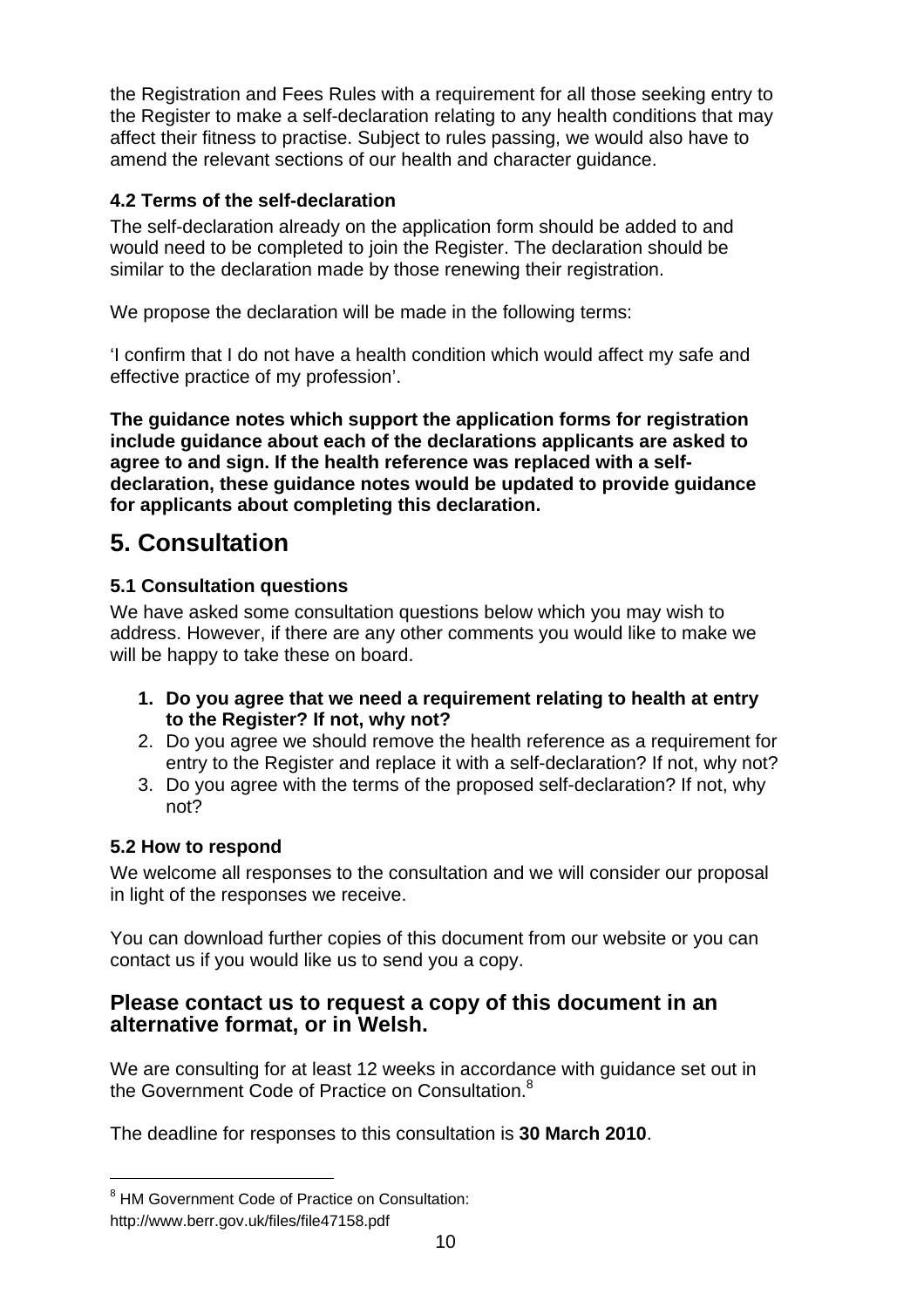the Registration and Fees Rules with a requirement for all those seeking entry to the Register to make a self-declaration relating to any health conditions that may affect their fitness to practise. Subject to rules passing, we would also have to amend the relevant sections of our health and character guidance.

### 4.2 Terms of the self-declaration

The self-declaration already on the application form should be added to and would need to be completed to join the Register. The declaration should be similar to the declaration made by those renewing their registration.

We propose the declaration will be made in the following terms:

'I confirm that I do not have a health condition which would affect my safe and effective practice of my profession'.

**The guidance notes which support the application forms for registration include guidance about each of the declarations applicants are asked to agree to and sign. If the health reference was replaced with a self-declaration, these guidance notes would be updated to provide guidance for applicants about completing this declaration.**

# 5. Consultation

### 5.1 Consultation questions

We have asked some consultation questions below which you may wish to address. However, if there are any other comments you would like to make we will be happy to take these on board.

1. **Do you agree that we need a requirement relating to health at entry to the Register? If not, why not?**
2. Do you agree we should remove the health reference as a requirement for entry to the Register and replace it with a self-declaration? If not, why not?
3. Do you agree with the terms of the proposed self-declaration? If not, why not?

### 5.2 How to respond

We welcome all responses to the consultation and we will consider our proposal in light of the responses we receive.

You can download further copies of this document from our website or you can contact us if you would like us to send you a copy.

## Please contact us to request a copy of this document in an alternative format, or in Welsh.

We are consulting for at least 12 weeks in accordance with guidance set out in the Government Code of Practice on Consultation.[8]

The deadline for responses to this consultation is **30 March 2010**.

---

[8] HM Government Code of Practice on Consultation: http://www.berr.gov.uk/files/file47158.pdf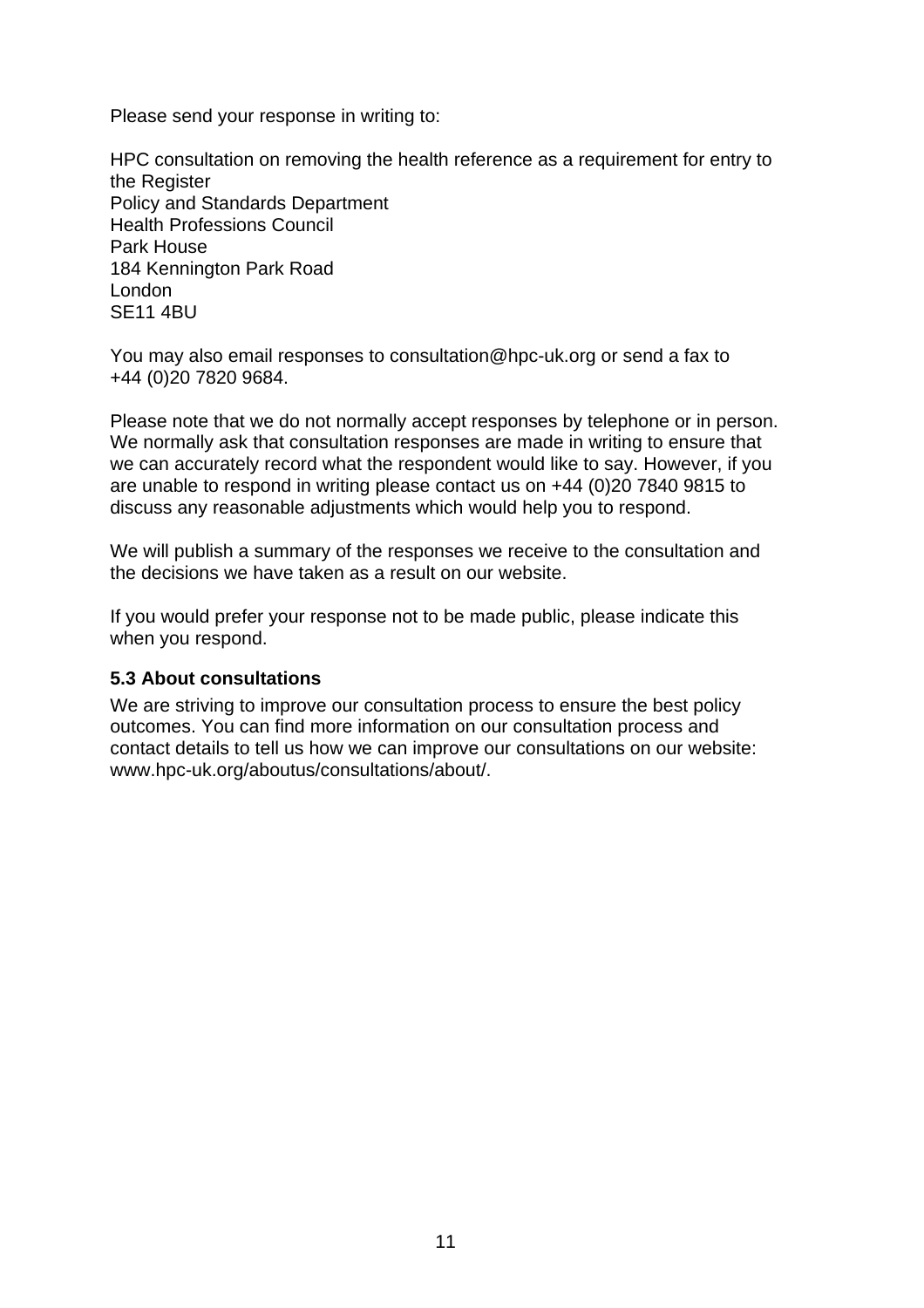Please send your response in writing to:

HPC consultation on removing the health reference as a requirement for entry to the Register
Policy and Standards Department
Health Professions Council
Park House
184 Kennington Park Road
London
SE11 4BU

You may also email responses to consultation@hpc-uk.org or send a fax to +44 (0)20 7820 9684.

Please note that we do not normally accept responses by telephone or in person. We normally ask that consultation responses are made in writing to ensure that we can accurately record what the respondent would like to say. However, if you are unable to respond in writing please contact us on +44 (0)20 7840 9815 to discuss any reasonable adjustments which would help you to respond.

We will publish a summary of the responses we receive to the consultation and the decisions we have taken as a result on our website.

If you would prefer your response not to be made public, please indicate this when you respond.

### 5.3 About consultations

We are striving to improve our consultation process to ensure the best policy outcomes. You can find more information on our consultation process and contact details to tell us how we can improve our consultations on our website: www.hpc-uk.org/aboutus/consultations/about/.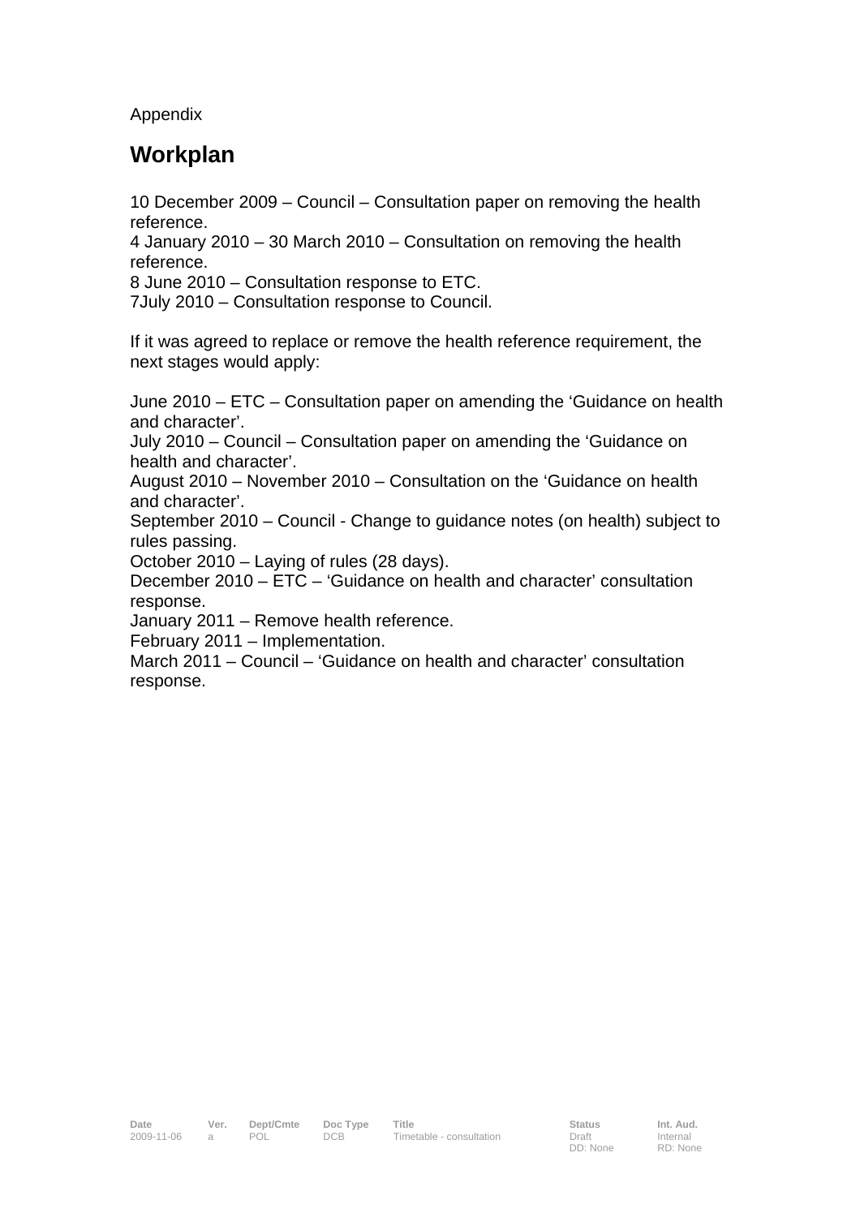Appendix

## Workplan

10 December 2009 – Council – Consultation paper on removing the health reference.
4 January 2010 – 30 March 2010 – Consultation on removing the health reference.
8 June 2010 – Consultation response to ETC.
7July 2010 – Consultation response to Council.

If it was agreed to replace or remove the health reference requirement, the next stages would apply:

June 2010 – ETC – Consultation paper on amending the 'Guidance on health and character'.
July 2010 – Council – Consultation paper on amending the 'Guidance on health and character'.
August 2010 – November 2010 – Consultation on the 'Guidance on health and character'.
September 2010 – Council - Change to guidance notes (on health) subject to rules passing.
October 2010 – Laying of rules (28 days).
December 2010 – ETC – 'Guidance on health and character' consultation response.
January 2011 – Remove health reference.
February 2011 – Implementation.
March 2011 – Council – 'Guidance on health and character' consultation response.